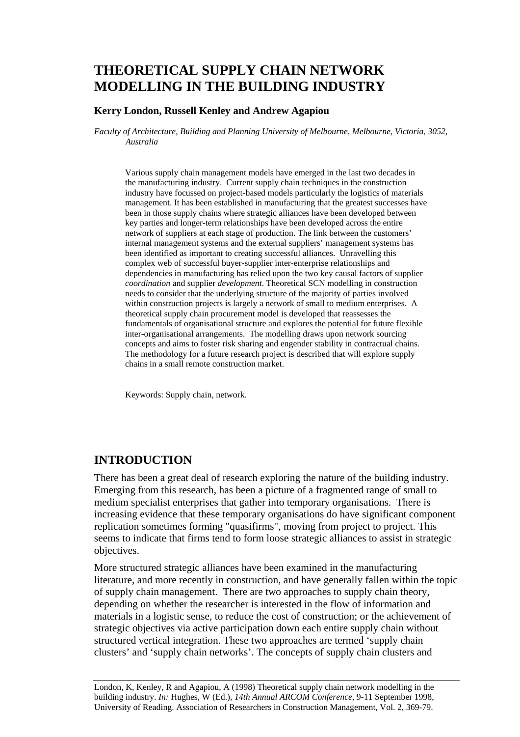# THEORETICAL SUPPLY CHAIN NETWORK MODELLING IN THE BUILDING INDUSTRY

**Kerry London, Russell Kenley and Andrew Agapiou**

*Faculty of Architecture, Building and Planning University of Melbourne, Melbourne, Victoria, 3052, Australia*

Various supply chain management models have emerged in the last two decades in the manufacturing industry. Current supply chain techniques in the construction industry have focussed on project-based models particularly the logistics of materials management. It has been established in manufacturing that the greatest successes have been in those supply chains where strategic alliances have been developed between key parties and longer-term relationships have been developed across the entire network of suppliers at each stage of production. The link between the customers' internal management systems and the external suppliers' management systems has been identified as important to creating successful alliances. Unravelling this complex web of successful buyer-supplier inter-enterprise relationships and dependencies in manufacturing has relied upon the two key causal factors of supplier *coordination* and supplier *development*. Theoretical SCN modelling in construction needs to consider that the underlying structure of the majority of parties involved within construction projects is largely a network of small to medium enterprises. A theoretical supply chain procurement model is developed that reassesses the fundamentals of organisational structure and explores the potential for future flexible inter-organisational arrangements. The modelling draws upon network sourcing concepts and aims to foster risk sharing and engender stability in contractual chains. The methodology for a future research project is described that will explore supply chains in a small remote construction market.

Keywords: Supply chain, network.

## INTRODUCTION

There has been a great deal of research exploring the nature of the building industry. Emerging from this research, has been a picture of a fragmented range of small to medium specialist enterprises that gather into temporary organisations. There is increasing evidence that these temporary organisations do have significant component replication sometimes forming "quasifirms", moving from project to project. This seems to indicate that firms tend to form loose strategic alliances to assist in strategic objectives.

More structured strategic alliances have been examined in the manufacturing literature, and more recently in construction, and have generally fallen within the topic of supply chain management. There are two approaches to supply chain theory, depending on whether the researcher is interested in the flow of information and materials in a logistic sense, to reduce the cost of construction; or the achievement of strategic objectives via active participation down each entire supply chain without structured vertical integration. These two approaches are termed 'supply chain clusters' and 'supply chain networks'. The concepts of supply chain clusters and

London, K, Kenley, R and Agapiou, A (1998) Theoretical supply chain network modelling in the building industry. *In:* Hughes, W (Ed.), *14th Annual ARCOM Conference*, 9-11 September 1998, University of Reading. Association of Researchers in Construction Management, Vol. 2, 369-79.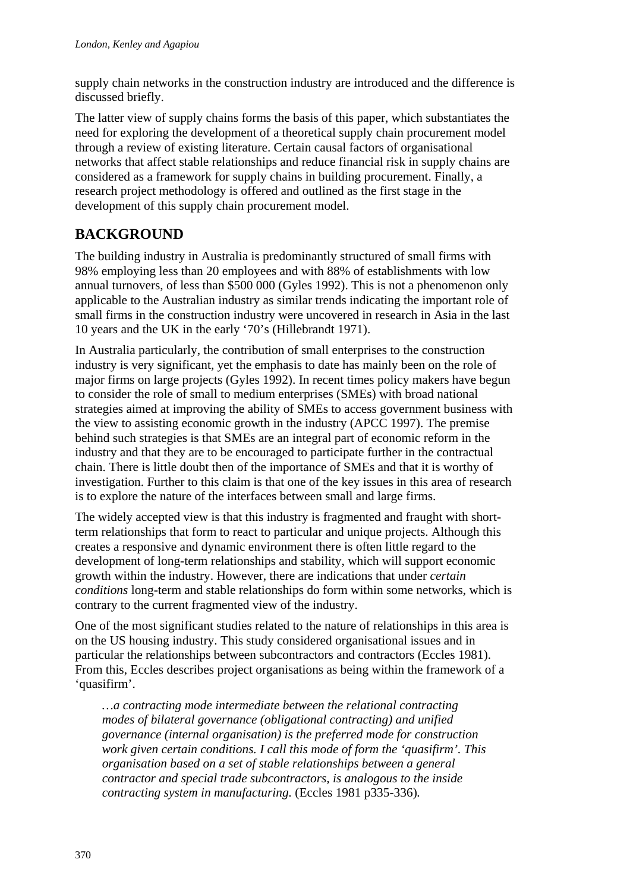supply chain networks in the construction industry are introduced and the difference is discussed briefly.

The latter view of supply chains forms the basis of this paper, which substantiates the need for exploring the development of a theoretical supply chain procurement model through a review of existing literature. Certain causal factors of organisational networks that affect stable relationships and reduce financial risk in supply chains are considered as a framework for supply chains in building procurement. Finally, a research project methodology is offered and outlined as the first stage in the development of this supply chain procurement model.

## BACKGROUND

The building industry in Australia is predominantly structured of small firms with 98% employing less than 20 employees and with 88% of establishments with low annual turnovers, of less than $500 000 (Gyles 1992). This is not a phenomenon only applicable to the Australian industry as similar trends indicating the important role of small firms in the construction industry were uncovered in research in Asia in the last 10 years and the UK in the early '70's (Hillebrandt 1971).

In Australia particularly, the contribution of small enterprises to the construction industry is very significant, yet the emphasis to date has mainly been on the role of major firms on large projects (Gyles 1992). In recent times policy makers have begun to consider the role of small to medium enterprises (SMEs) with broad national strategies aimed at improving the ability of SMEs to access government business with the view to assisting economic growth in the industry (APCC 1997). The premise behind such strategies is that SMEs are an integral part of economic reform in the industry and that they are to be encouraged to participate further in the contractual chain. There is little doubt then of the importance of SMEs and that it is worthy of investigation. Further to this claim is that one of the key issues in this area of research is to explore the nature of the interfaces between small and large firms.

The widely accepted view is that this industry is fragmented and fraught with short-term relationships that form to react to particular and unique projects. Although this creates a responsive and dynamic environment there is often little regard to the development of long-term relationships and stability, which will support economic growth within the industry. However, there are indications that under *certain conditions* long-term and stable relationships do form within some networks, which is contrary to the current fragmented view of the industry.

One of the most significant studies related to the nature of relationships in this area is on the US housing industry. This study considered organisational issues and in particular the relationships between subcontractors and contractors (Eccles 1981). From this, Eccles describes project organisations as being within the framework of a 'quasifirm'.

> *…a contracting mode intermediate between the relational contracting modes of bilateral governance (obligational contracting) and unified governance (internal organisation) is the preferred mode for construction work given certain conditions. I call this mode of form the 'quasifirm'. This organisation based on a set of stable relationships between a general contractor and special trade subcontractors, is analogous to the inside contracting system in manufacturing.* (Eccles 1981 p335-336).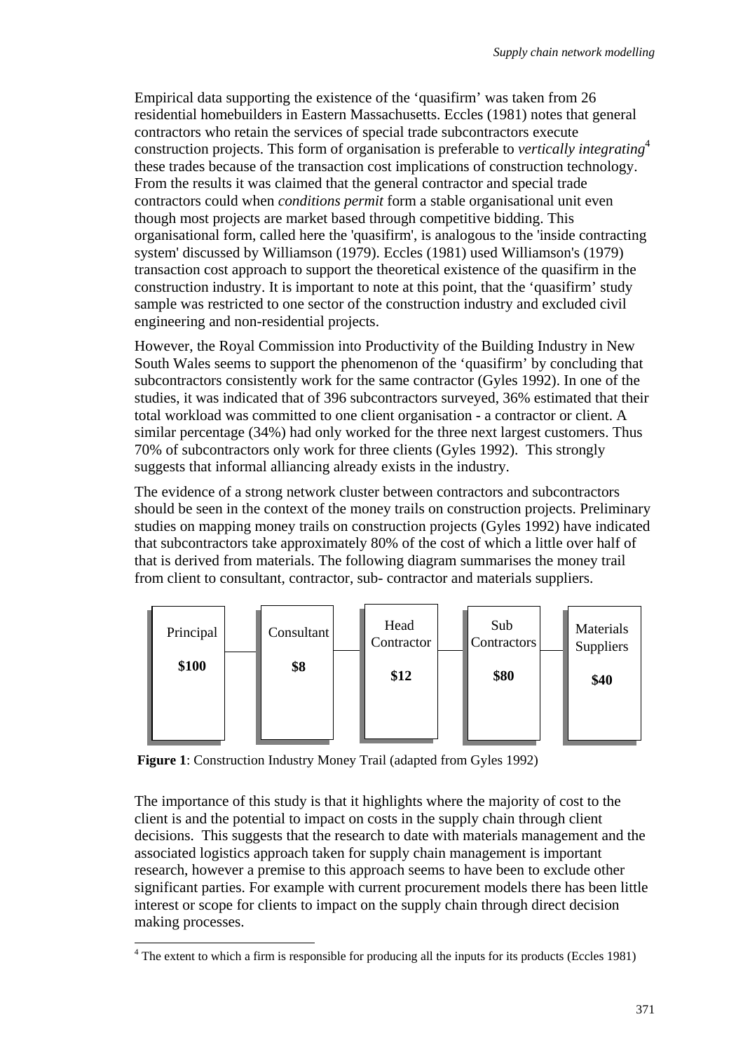Empirical data supporting the existence of the 'quasifirm' was taken from 26 residential homebuilders in Eastern Massachusetts. Eccles (1981) notes that general contractors who retain the services of special trade subcontractors execute construction projects. This form of organisation is preferable to *vertically integrating*[4] these trades because of the transaction cost implications of construction technology. From the results it was claimed that the general contractor and special trade contractors could when *conditions permit* form a stable organisational unit even though most projects are market based through competitive bidding. This organisational form, called here the 'quasifirm', is analogous to the 'inside contracting system' discussed by Williamson (1979). Eccles (1981) used Williamson's (1979) transaction cost approach to support the theoretical existence of the quasifirm in the construction industry. It is important to note at this point, that the 'quasifirm' study sample was restricted to one sector of the construction industry and excluded civil engineering and non-residential projects.

However, the Royal Commission into Productivity of the Building Industry in New South Wales seems to support the phenomenon of the 'quasifirm' by concluding that subcontractors consistently work for the same contractor (Gyles 1992). In one of the studies, it was indicated that of 396 subcontractors surveyed, 36% estimated that their total workload was committed to one client organisation - a contractor or client. A similar percentage (34%) had only worked for the three next largest customers. Thus 70% of subcontractors only work for three clients (Gyles 1992). This strongly suggests that informal alliancing already exists in the industry.

The evidence of a strong network cluster between contractors and subcontractors should be seen in the context of the money trails on construction projects. Preliminary studies on mapping money trails on construction projects (Gyles 1992) have indicated that subcontractors take approximately 80% of the cost of which a little over half of that is derived from materials. The following diagram summarises the money trail from client to consultant, contractor, sub- contractor and materials suppliers.

| Principal | Consultant | Head Contractor | Sub Contractors | Materials Suppliers |
|---|---|---|---|---|
| **$100** | **$8** | **$12** | **$80** | **$40** |

**Figure 1**: Construction Industry Money Trail (adapted from Gyles 1992)

The importance of this study is that it highlights where the majority of cost to the client is and the potential to impact on costs in the supply chain through client decisions. This suggests that the research to date with materials management and the associated logistics approach taken for supply chain management is important research, however a premise to this approach seems to have been to exclude other significant parties. For example with current procurement models there has been little interest or scope for clients to impact on the supply chain through direct decision making processes.

[4] The extent to which a firm is responsible for producing all the inputs for its products (Eccles 1981)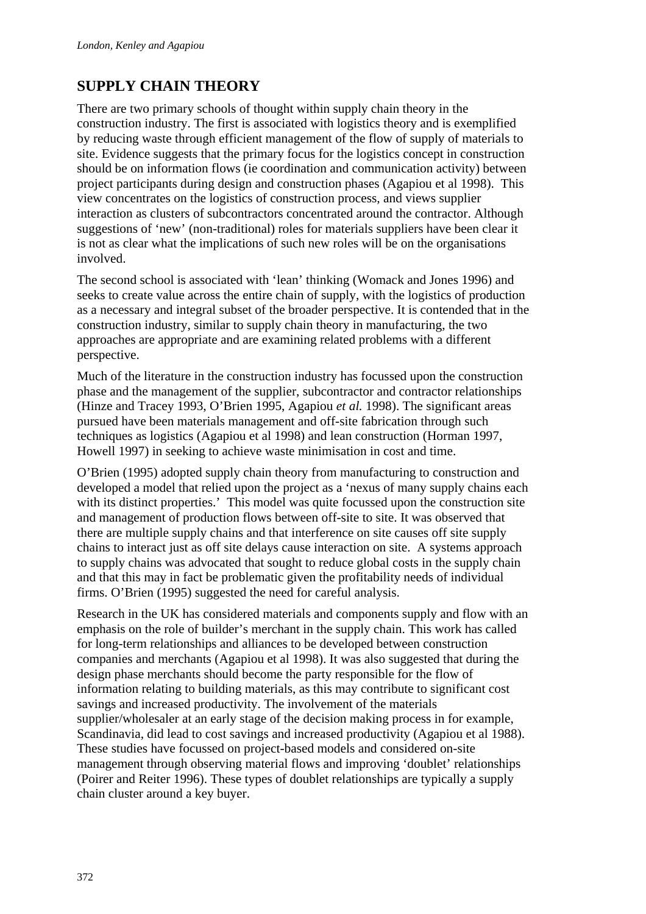## SUPPLY CHAIN THEORY

There are two primary schools of thought within supply chain theory in the construction industry. The first is associated with logistics theory and is exemplified by reducing waste through efficient management of the flow of supply of materials to site. Evidence suggests that the primary focus for the logistics concept in construction should be on information flows (ie coordination and communication activity) between project participants during design and construction phases (Agapiou et al 1998). This view concentrates on the logistics of construction process, and views supplier interaction as clusters of subcontractors concentrated around the contractor. Although suggestions of 'new' (non-traditional) roles for materials suppliers have been clear it is not as clear what the implications of such new roles will be on the organisations involved.

The second school is associated with 'lean' thinking (Womack and Jones 1996) and seeks to create value across the entire chain of supply, with the logistics of production as a necessary and integral subset of the broader perspective. It is contended that in the construction industry, similar to supply chain theory in manufacturing, the two approaches are appropriate and are examining related problems with a different perspective.

Much of the literature in the construction industry has focussed upon the construction phase and the management of the supplier, subcontractor and contractor relationships (Hinze and Tracey 1993, O'Brien 1995, Agapiou *et al.* 1998). The significant areas pursued have been materials management and off-site fabrication through such techniques as logistics (Agapiou et al 1998) and lean construction (Horman 1997, Howell 1997) in seeking to achieve waste minimisation in cost and time.

O'Brien (1995) adopted supply chain theory from manufacturing to construction and developed a model that relied upon the project as a 'nexus of many supply chains each with its distinct properties.' This model was quite focussed upon the construction site and management of production flows between off-site to site. It was observed that there are multiple supply chains and that interference on site causes off site supply chains to interact just as off site delays cause interaction on site. A systems approach to supply chains was advocated that sought to reduce global costs in the supply chain and that this may in fact be problematic given the profitability needs of individual firms. O'Brien (1995) suggested the need for careful analysis.

Research in the UK has considered materials and components supply and flow with an emphasis on the role of builder's merchant in the supply chain. This work has called for long-term relationships and alliances to be developed between construction companies and merchants (Agapiou et al 1998). It was also suggested that during the design phase merchants should become the party responsible for the flow of information relating to building materials, as this may contribute to significant cost savings and increased productivity. The involvement of the materials supplier/wholesaler at an early stage of the decision making process in for example, Scandinavia, did lead to cost savings and increased productivity (Agapiou et al 1988). These studies have focussed on project-based models and considered on-site management through observing material flows and improving 'doublet' relationships (Poirer and Reiter 1996). These types of doublet relationships are typically a supply chain cluster around a key buyer.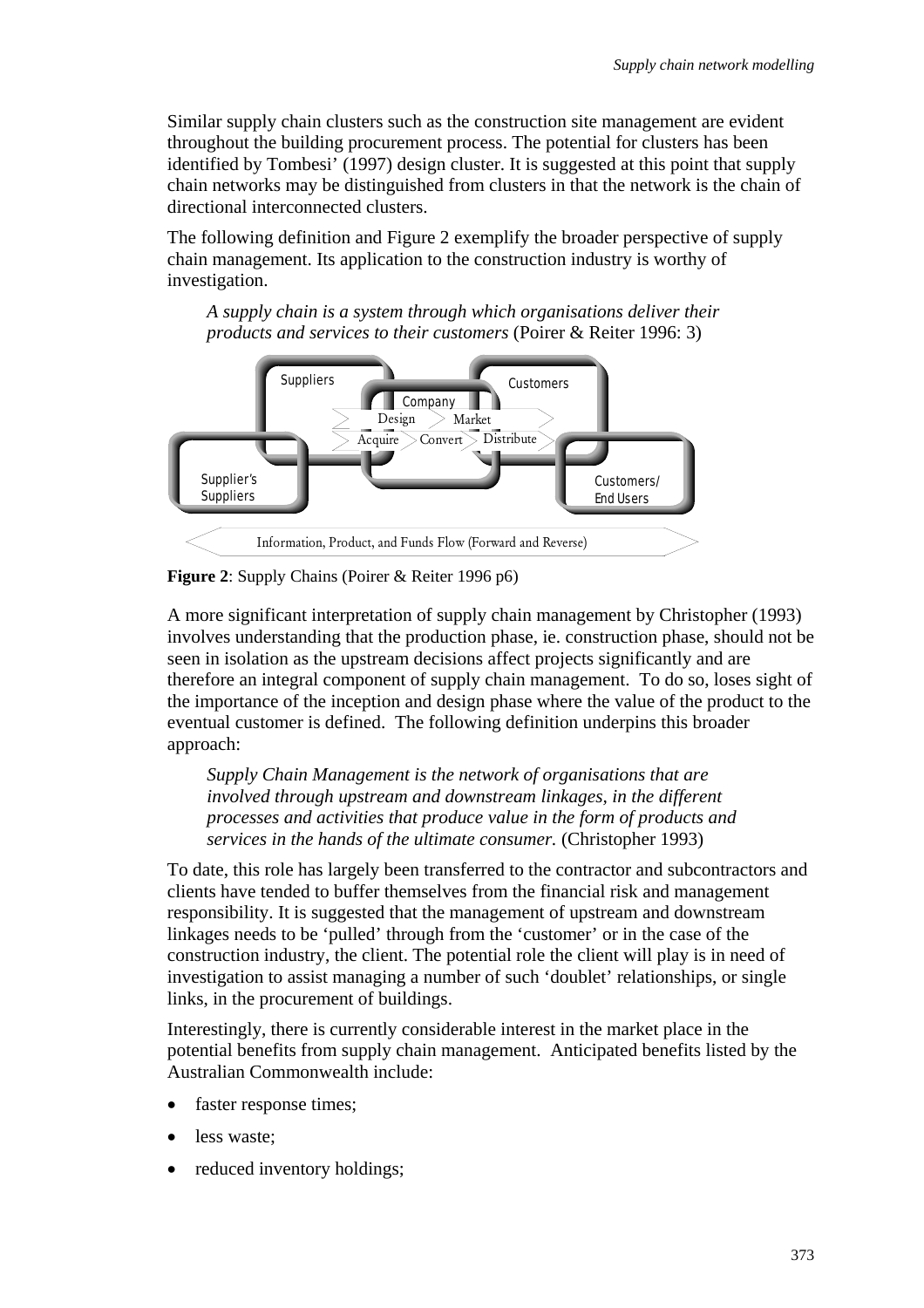Similar supply chain clusters such as the construction site management are evident throughout the building procurement process. The potential for clusters has been identified by Tombesi' (1997) design cluster. It is suggested at this point that supply chain networks may be distinguished from clusters in that the network is the chain of directional interconnected clusters.

The following definition and Figure 2 exemplify the broader perspective of supply chain management. Its application to the construction industry is worthy of investigation.

> *A supply chain is a system through which organisations deliver their products and services to their customers* (Poirer & Reiter 1996: 3)

Suppliers
Company
Customers
Design
Market
Acquire
Convert
Distribute
Supplier's Suppliers
Customers/ End Users
Information, Product, and Funds Flow (Forward and Reverse)

**Figure 2**: Supply Chains (Poirer & Reiter 1996 p6)

A more significant interpretation of supply chain management by Christopher (1993) involves understanding that the production phase, ie. construction phase, should not be seen in isolation as the upstream decisions affect projects significantly and are therefore an integral component of supply chain management. To do so, loses sight of the importance of the inception and design phase where the value of the product to the eventual customer is defined. The following definition underpins this broader approach:

> *Supply Chain Management is the network of organisations that are involved through upstream and downstream linkages, in the different processes and activities that produce value in the form of products and services in the hands of the ultimate consumer.* (Christopher 1993)

To date, this role has largely been transferred to the contractor and subcontractors and clients have tended to buffer themselves from the financial risk and management responsibility. It is suggested that the management of upstream and downstream linkages needs to be 'pulled' through from the 'customer' or in the case of the construction industry, the client. The potential role the client will play is in need of investigation to assist managing a number of such 'doublet' relationships, or single links, in the procurement of buildings.

Interestingly, there is currently considerable interest in the market place in the potential benefits from supply chain management. Anticipated benefits listed by the Australian Commonwealth include:

- faster response times;
- less waste;
- reduced inventory holdings;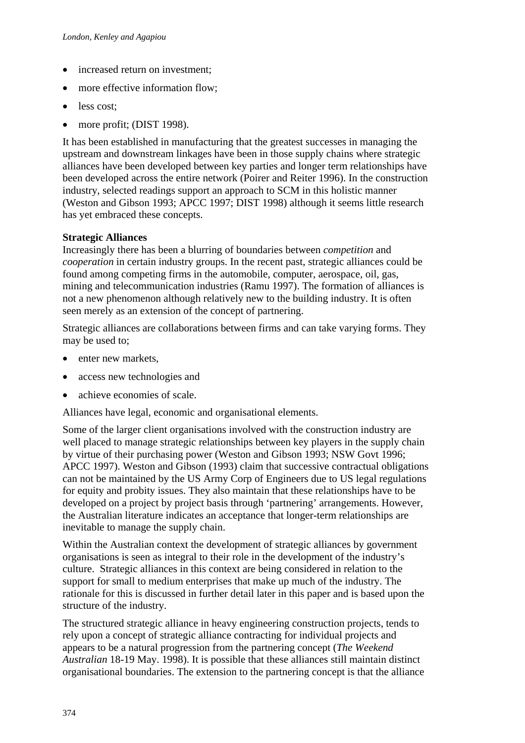- increased return on investment;
- more effective information flow;
- less cost;
- more profit; (DIST 1998).

It has been established in manufacturing that the greatest successes in managing the upstream and downstream linkages have been in those supply chains where strategic alliances have been developed between key parties and longer term relationships have been developed across the entire network (Poirer and Reiter 1996). In the construction industry, selected readings support an approach to SCM in this holistic manner (Weston and Gibson 1993; APCC 1997; DIST 1998) although it seems little research has yet embraced these concepts.

**Strategic Alliances**

Increasingly there has been a blurring of boundaries between *competition* and *cooperation* in certain industry groups. In the recent past, strategic alliances could be found among competing firms in the automobile, computer, aerospace, oil, gas, mining and telecommunication industries (Ramu 1997). The formation of alliances is not a new phenomenon although relatively new to the building industry. It is often seen merely as an extension of the concept of partnering.

Strategic alliances are collaborations between firms and can take varying forms. They may be used to;

- enter new markets,
- access new technologies and
- achieve economies of scale.

Alliances have legal, economic and organisational elements.

Some of the larger client organisations involved with the construction industry are well placed to manage strategic relationships between key players in the supply chain by virtue of their purchasing power (Weston and Gibson 1993; NSW Govt 1996; APCC 1997). Weston and Gibson (1993) claim that successive contractual obligations can not be maintained by the US Army Corp of Engineers due to US legal regulations for equity and probity issues. They also maintain that these relationships have to be developed on a project by project basis through 'partnering' arrangements. However, the Australian literature indicates an acceptance that longer-term relationships are inevitable to manage the supply chain.

Within the Australian context the development of strategic alliances by government organisations is seen as integral to their role in the development of the industry's culture. Strategic alliances in this context are being considered in relation to the support for small to medium enterprises that make up much of the industry. The rationale for this is discussed in further detail later in this paper and is based upon the structure of the industry.

The structured strategic alliance in heavy engineering construction projects, tends to rely upon a concept of strategic alliance contracting for individual projects and appears to be a natural progression from the partnering concept (*The Weekend Australian* 18-19 May. 1998). It is possible that these alliances still maintain distinct organisational boundaries. The extension to the partnering concept is that the alliance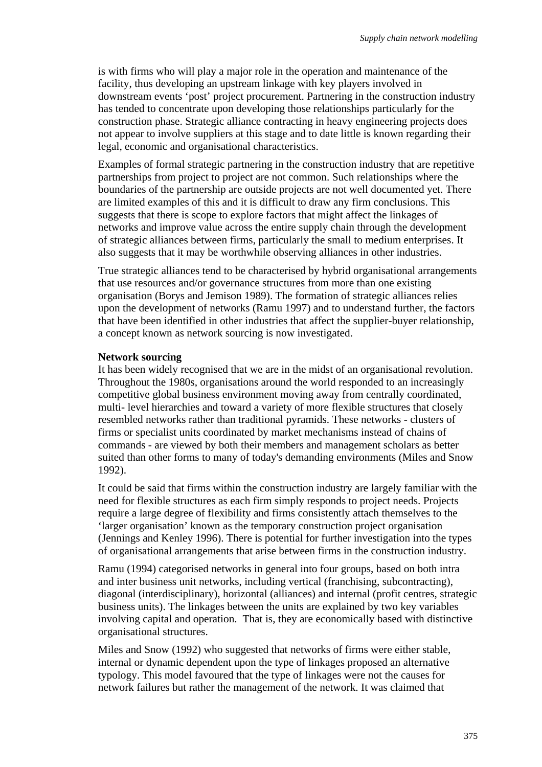is with firms who will play a major role in the operation and maintenance of the facility, thus developing an upstream linkage with key players involved in downstream events 'post' project procurement. Partnering in the construction industry has tended to concentrate upon developing those relationships particularly for the construction phase. Strategic alliance contracting in heavy engineering projects does not appear to involve suppliers at this stage and to date little is known regarding their legal, economic and organisational characteristics.

Examples of formal strategic partnering in the construction industry that are repetitive partnerships from project to project are not common. Such relationships where the boundaries of the partnership are outside projects are not well documented yet. There are limited examples of this and it is difficult to draw any firm conclusions. This suggests that there is scope to explore factors that might affect the linkages of networks and improve value across the entire supply chain through the development of strategic alliances between firms, particularly the small to medium enterprises. It also suggests that it may be worthwhile observing alliances in other industries.

True strategic alliances tend to be characterised by hybrid organisational arrangements that use resources and/or governance structures from more than one existing organisation (Borys and Jemison 1989). The formation of strategic alliances relies upon the development of networks (Ramu 1997) and to understand further, the factors that have been identified in other industries that affect the supplier-buyer relationship, a concept known as network sourcing is now investigated.

**Network sourcing**

It has been widely recognised that we are in the midst of an organisational revolution. Throughout the 1980s, organisations around the world responded to an increasingly competitive global business environment moving away from centrally coordinated, multi- level hierarchies and toward a variety of more flexible structures that closely resembled networks rather than traditional pyramids. These networks - clusters of firms or specialist units coordinated by market mechanisms instead of chains of commands - are viewed by both their members and management scholars as better suited than other forms to many of today's demanding environments (Miles and Snow 1992).

It could be said that firms within the construction industry are largely familiar with the need for flexible structures as each firm simply responds to project needs. Projects require a large degree of flexibility and firms consistently attach themselves to the 'larger organisation' known as the temporary construction project organisation (Jennings and Kenley 1996). There is potential for further investigation into the types of organisational arrangements that arise between firms in the construction industry.

Ramu (1994) categorised networks in general into four groups, based on both intra and inter business unit networks, including vertical (franchising, subcontracting), diagonal (interdisciplinary), horizontal (alliances) and internal (profit centres, strategic business units). The linkages between the units are explained by two key variables involving capital and operation. That is, they are economically based with distinctive organisational structures.

Miles and Snow (1992) who suggested that networks of firms were either stable, internal or dynamic dependent upon the type of linkages proposed an alternative typology. This model favoured that the type of linkages were not the causes for network failures but rather the management of the network. It was claimed that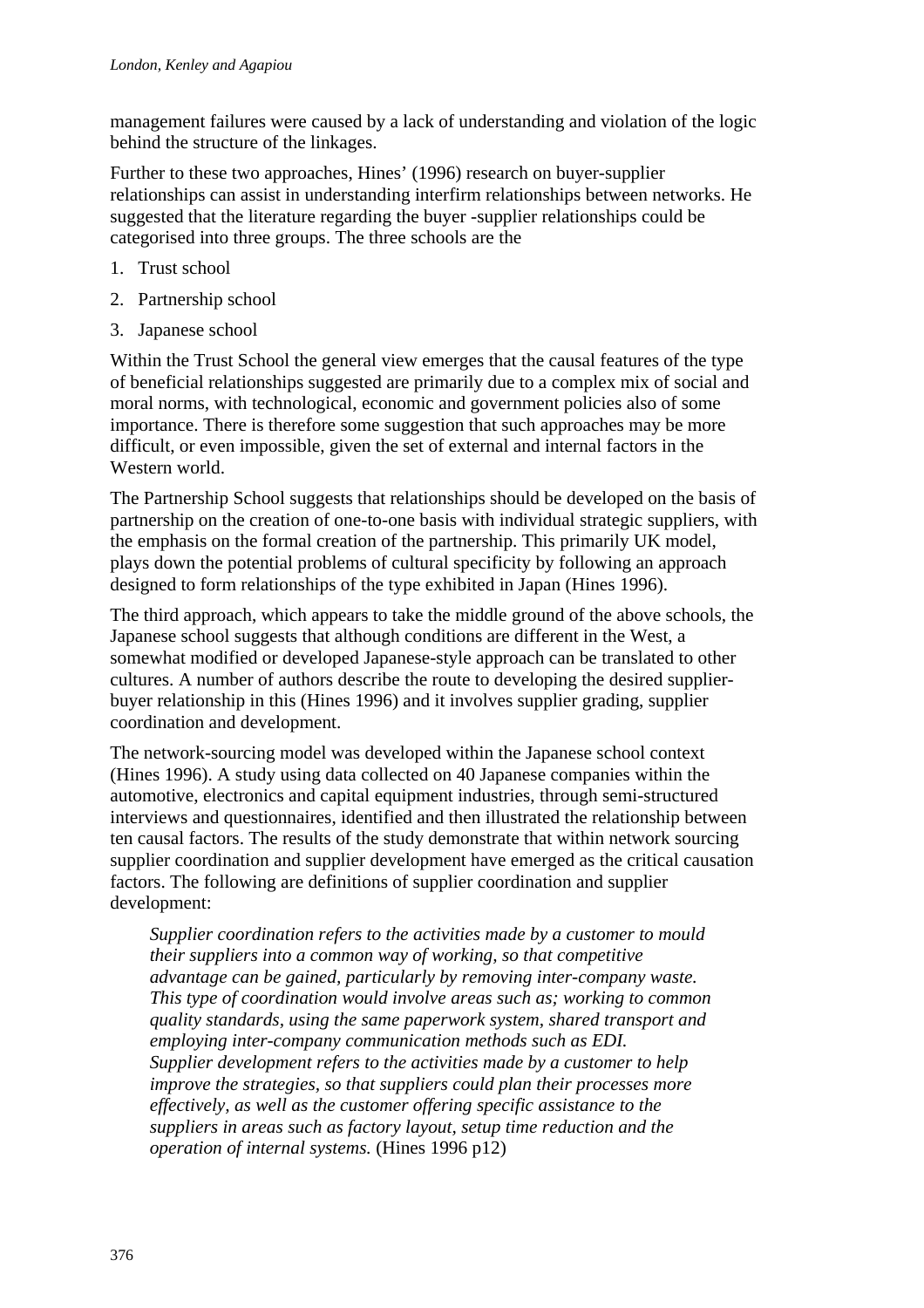management failures were caused by a lack of understanding and violation of the logic behind the structure of the linkages.

Further to these two approaches, Hines' (1996) research on buyer-supplier relationships can assist in understanding interfirm relationships between networks. He suggested that the literature regarding the buyer -supplier relationships could be categorised into three groups. The three schools are the

1. Trust school
2. Partnership school
3. Japanese school

Within the Trust School the general view emerges that the causal features of the type of beneficial relationships suggested are primarily due to a complex mix of social and moral norms, with technological, economic and government policies also of some importance. There is therefore some suggestion that such approaches may be more difficult, or even impossible, given the set of external and internal factors in the Western world.

The Partnership School suggests that relationships should be developed on the basis of partnership on the creation of one-to-one basis with individual strategic suppliers, with the emphasis on the formal creation of the partnership. This primarily UK model, plays down the potential problems of cultural specificity by following an approach designed to form relationships of the type exhibited in Japan (Hines 1996).

The third approach, which appears to take the middle ground of the above schools, the Japanese school suggests that although conditions are different in the West, a somewhat modified or developed Japanese-style approach can be translated to other cultures. A number of authors describe the route to developing the desired supplier-buyer relationship in this (Hines 1996) and it involves supplier grading, supplier coordination and development.

The network-sourcing model was developed within the Japanese school context (Hines 1996). A study using data collected on 40 Japanese companies within the automotive, electronics and capital equipment industries, through semi-structured interviews and questionnaires, identified and then illustrated the relationship between ten causal factors. The results of the study demonstrate that within network sourcing supplier coordination and supplier development have emerged as the critical causation factors. The following are definitions of supplier coordination and supplier development:

> *Supplier coordination refers to the activities made by a customer to mould their suppliers into a common way of working, so that competitive advantage can be gained, particularly by removing inter-company waste. This type of coordination would involve areas such as; working to common quality standards, using the same paperwork system, shared transport and employing inter-company communication methods such as EDI. Supplier development refers to the activities made by a customer to help improve the strategies, so that suppliers could plan their processes more effectively, as well as the customer offering specific assistance to the suppliers in areas such as factory layout, setup time reduction and the operation of internal systems.* (Hines 1996 p12)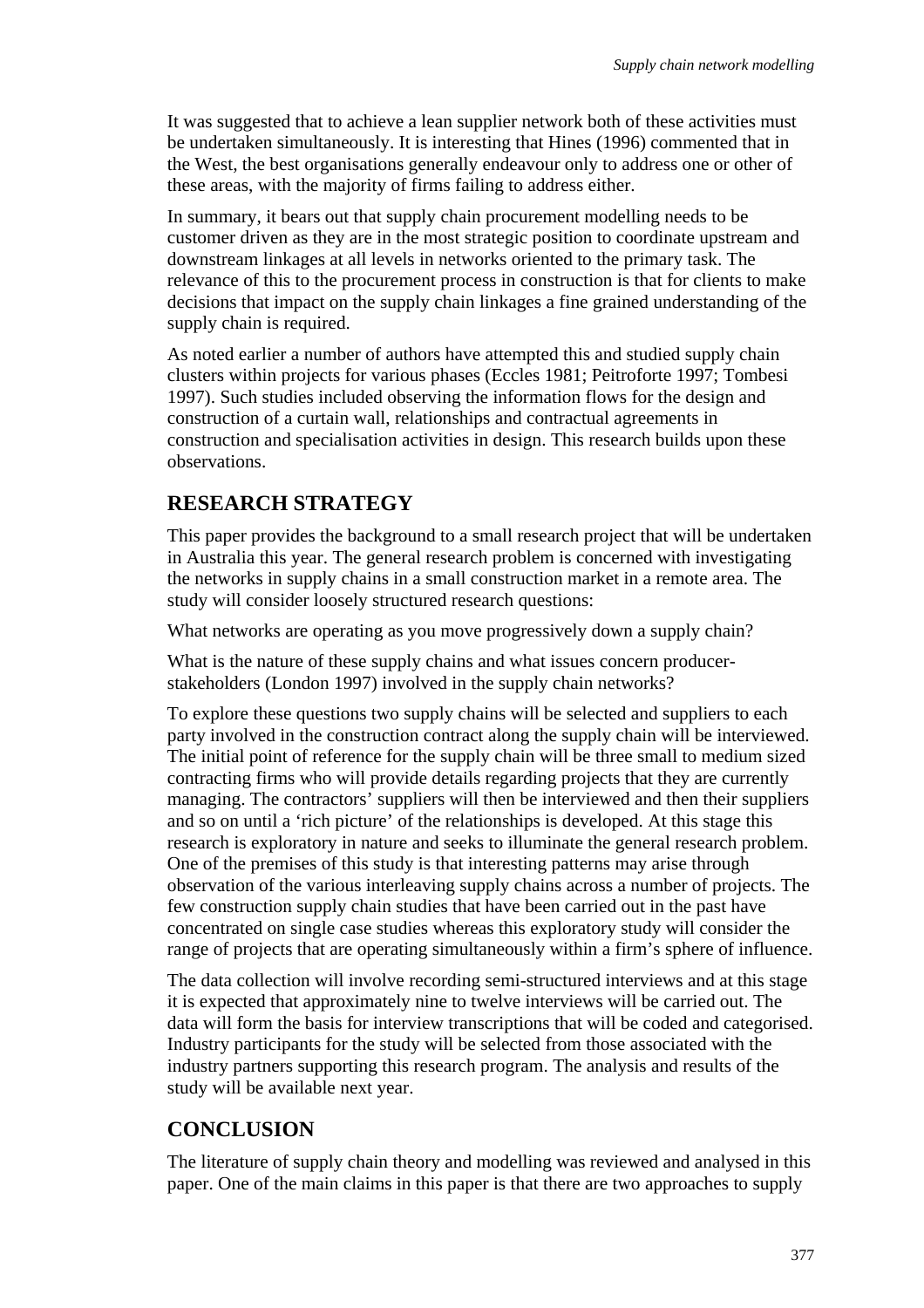It was suggested that to achieve a lean supplier network both of these activities must be undertaken simultaneously. It is interesting that Hines (1996) commented that in the West, the best organisations generally endeavour only to address one or other of these areas, with the majority of firms failing to address either.

In summary, it bears out that supply chain procurement modelling needs to be customer driven as they are in the most strategic position to coordinate upstream and downstream linkages at all levels in networks oriented to the primary task. The relevance of this to the procurement process in construction is that for clients to make decisions that impact on the supply chain linkages a fine grained understanding of the supply chain is required.

As noted earlier a number of authors have attempted this and studied supply chain clusters within projects for various phases (Eccles 1981; Peitroforte 1997; Tombesi 1997). Such studies included observing the information flows for the design and construction of a curtain wall, relationships and contractual agreements in construction and specialisation activities in design. This research builds upon these observations.

## RESEARCH STRATEGY

This paper provides the background to a small research project that will be undertaken in Australia this year. The general research problem is concerned with investigating the networks in supply chains in a small construction market in a remote area. The study will consider loosely structured research questions:

What networks are operating as you move progressively down a supply chain?

What is the nature of these supply chains and what issues concern producer-stakeholders (London 1997) involved in the supply chain networks?

To explore these questions two supply chains will be selected and suppliers to each party involved in the construction contract along the supply chain will be interviewed. The initial point of reference for the supply chain will be three small to medium sized contracting firms who will provide details regarding projects that they are currently managing. The contractors' suppliers will then be interviewed and then their suppliers and so on until a 'rich picture' of the relationships is developed. At this stage this research is exploratory in nature and seeks to illuminate the general research problem. One of the premises of this study is that interesting patterns may arise through observation of the various interleaving supply chains across a number of projects. The few construction supply chain studies that have been carried out in the past have concentrated on single case studies whereas this exploratory study will consider the range of projects that are operating simultaneously within a firm's sphere of influence.

The data collection will involve recording semi-structured interviews and at this stage it is expected that approximately nine to twelve interviews will be carried out. The data will form the basis for interview transcriptions that will be coded and categorised. Industry participants for the study will be selected from those associated with the industry partners supporting this research program. The analysis and results of the study will be available next year.

## CONCLUSION

The literature of supply chain theory and modelling was reviewed and analysed in this paper. One of the main claims in this paper is that there are two approaches to supply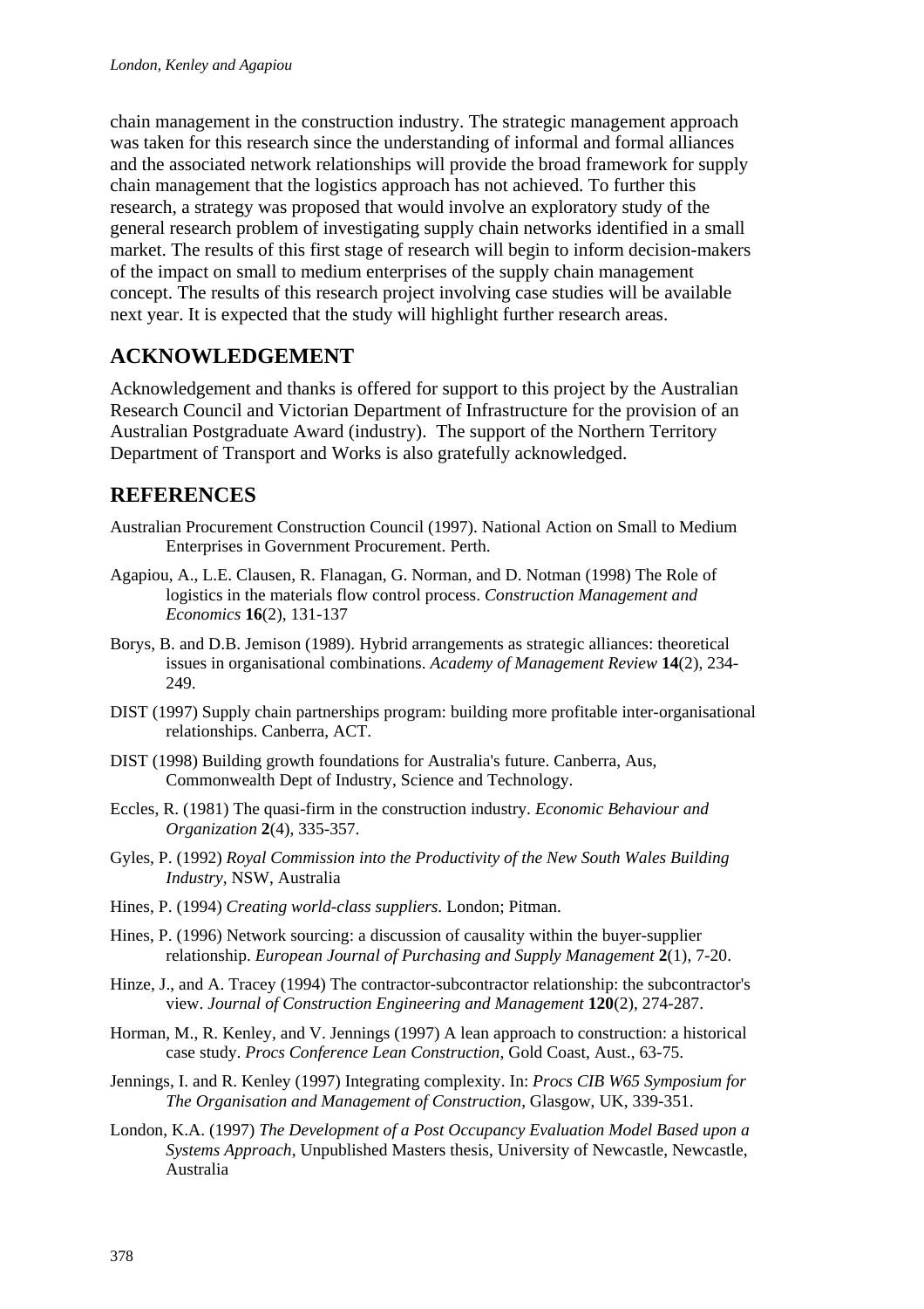chain management in the construction industry. The strategic management approach was taken for this research since the understanding of informal and formal alliances and the associated network relationships will provide the broad framework for supply chain management that the logistics approach has not achieved. To further this research, a strategy was proposed that would involve an exploratory study of the general research problem of investigating supply chain networks identified in a small market. The results of this first stage of research will begin to inform decision-makers of the impact on small to medium enterprises of the supply chain management concept. The results of this research project involving case studies will be available next year. It is expected that the study will highlight further research areas.

## ACKNOWLEDGEMENT

Acknowledgement and thanks is offered for support to this project by the Australian Research Council and Victorian Department of Infrastructure for the provision of an Australian Postgraduate Award (industry). The support of the Northern Territory Department of Transport and Works is also gratefully acknowledged.

## REFERENCES

Australian Procurement Construction Council (1997). National Action on Small to Medium Enterprises in Government Procurement. Perth.

Agapiou, A., L.E. Clausen, R. Flanagan, G. Norman, and D. Notman (1998) The Role of logistics in the materials flow control process. *Construction Management and Economics* **16**(2), 131-137

Borys, B. and D.B. Jemison (1989). Hybrid arrangements as strategic alliances: theoretical issues in organisational combinations. *Academy of Management Review* **14**(2), 234-249.

DIST (1997) Supply chain partnerships program: building more profitable inter-organisational relationships. Canberra, ACT.

DIST (1998) Building growth foundations for Australia's future. Canberra, Aus, Commonwealth Dept of Industry, Science and Technology.

Eccles, R. (1981) The quasi-firm in the construction industry. *Economic Behaviour and Organization* **2**(4), 335-357.

Gyles, P. (1992) *Royal Commission into the Productivity of the New South Wales Building Industry*, NSW, Australia

Hines, P. (1994) *Creating world-class suppliers*. London; Pitman.

Hines, P. (1996) Network sourcing: a discussion of causality within the buyer-supplier relationship. *European Journal of Purchasing and Supply Management* **2**(1), 7-20.

Hinze, J., and A. Tracey (1994) The contractor-subcontractor relationship: the subcontractor's view. *Journal of Construction Engineering and Management* **120**(2), 274-287.

Horman, M., R. Kenley, and V. Jennings (1997) A lean approach to construction: a historical case study. *Procs Conference Lean Construction*, Gold Coast, Aust., 63-75.

Jennings, I. and R. Kenley (1997) Integrating complexity. In: *Procs CIB W65 Symposium for The Organisation and Management of Construction*, Glasgow, UK, 339-351.

London, K.A. (1997) *The Development of a Post Occupancy Evaluation Model Based upon a Systems Approach*, Unpublished Masters thesis, University of Newcastle, Newcastle, Australia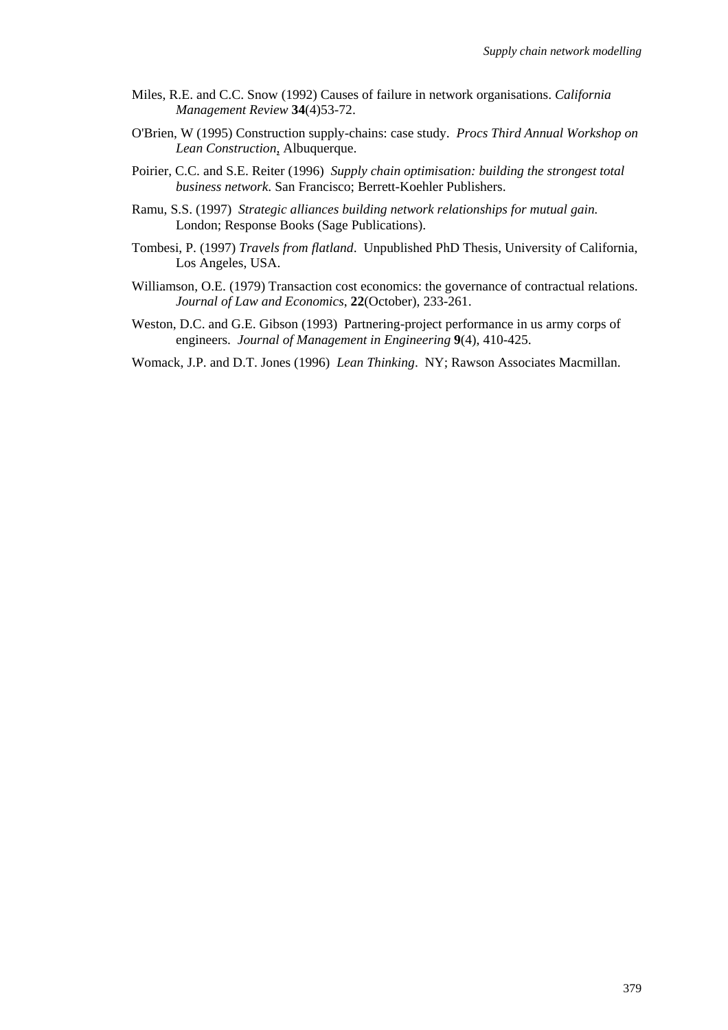Miles, R.E. and C.C. Snow (1992) Causes of failure in network organisations. *California Management Review* **34**(4)53-72.

O'Brien, W (1995) Construction supply-chains: case study. *Procs Third Annual Workshop on Lean Construction*, Albuquerque.

Poirier, C.C. and S.E. Reiter (1996) *Supply chain optimisation: building the strongest total business network.* San Francisco; Berrett-Koehler Publishers.

Ramu, S.S. (1997) *Strategic alliances building network relationships for mutual gain.* London; Response Books (Sage Publications).

Tombesi, P. (1997) *Travels from flatland*. Unpublished PhD Thesis, University of California, Los Angeles, USA.

Williamson, O.E. (1979) Transaction cost economics: the governance of contractual relations. *Journal of Law and Economics*, **22**(October), 233-261.

Weston, D.C. and G.E. Gibson (1993) Partnering-project performance in us army corps of engineers. *Journal of Management in Engineering* **9**(4), 410-425.

Womack, J.P. and D.T. Jones (1996) *Lean Thinking*. NY; Rawson Associates Macmillan.